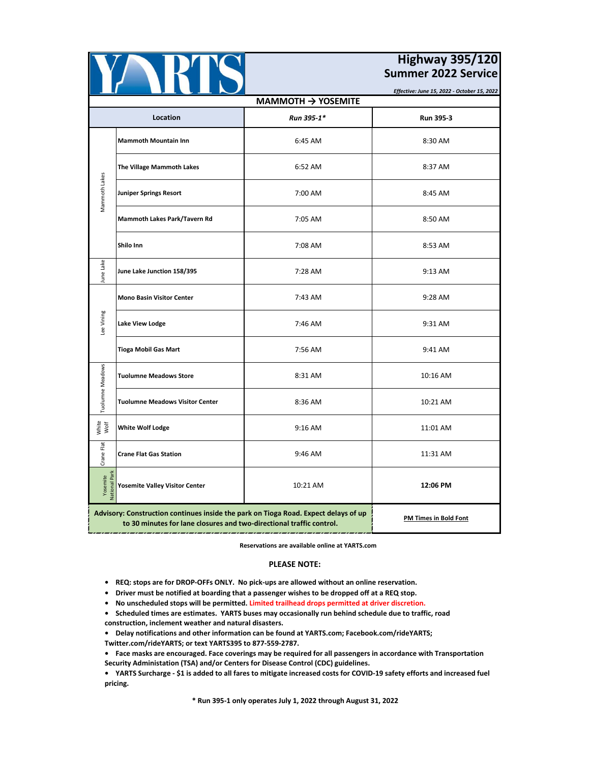# YARTS

## Highway 395/120 Summer 2022 Service

*Effective: June 15, 2022 - October 15, 2022*

### MAMMOTH → YOSEMITE

| | Location | *Run 395-1** | Run 395-3 |
|---|---|---|---|
| Mammoth Lakes | **Mammoth Mountain Inn** | 6:45 AM | 8:30 AM |
| Mammoth Lakes | **The Village Mammoth Lakes** | 6:52 AM | 8:37 AM |
| Mammoth Lakes | **Juniper Springs Resort** | 7:00 AM | 8:45 AM |
| Mammoth Lakes | **Mammoth Lakes Park/Tavern Rd** | 7:05 AM | 8:50 AM |
| Mammoth Lakes | **Shilo Inn** | 7:08 AM | 8:53 AM |
| June Lake | **June Lake Junction 158/395** | 7:28 AM | 9:13 AM |
| Lee Vining | **Mono Basin Visitor Center** | 7:43 AM | 9:28 AM |
| Lee Vining | **Lake View Lodge** | 7:46 AM | 9:31 AM |
| Lee Vining | **Tioga Mobil Gas Mart** | 7:56 AM | 9:41 AM |
| Tuolumne Meadows | **Tuolumne Meadows Store** | 8:31 AM | 10:16 AM |
| Tuolumne Meadows | **Tuolumne Meadows Visitor Center** | 8:36 AM | 10:21 AM |
| White Wolf | **White Wolf Lodge** | 9:16 AM | 11:01 AM |
| Crane Flat | **Crane Flat Gas Station** | 9:46 AM | 11:31 AM |
| Yosemite National Park | **Yosemite Valley Visitor Center** | 10:21 AM | **12:06 PM** |

**Advisory: Construction continues inside the park on Tioga Road. Expect delays of up to 30 minutes for lane closures and two-directional traffic control.**

**PM Times in Bold Font**

**Reservations are available online at YARTS.com**

**PLEASE NOTE:**

- **REQ: stops are for DROP-OFFs ONLY. No pick-ups are allowed without an online reservation.**
- **Driver must be notified at boarding that a passenger wishes to be dropped off at a REQ stop.**
- **No unscheduled stops will be permitted. Limited trailhead drops permitted at driver discretion.**
- **Scheduled times are estimates. YARTS buses may occasionally run behind schedule due to traffic, road construction, inclement weather and natural disasters.**
- **Delay notifications and other information can be found at YARTS.com; Facebook.com/rideYARTS; Twitter.com/rideYARTS; or text YARTS395 to 877-559-2787.**
- **Face masks are encouraged. Face coverings may be required for all passengers in accordance with Transportation Security Administration (TSA) and/or Centers for Disease Control (CDC) guidelines.**
- **YARTS Surcharge - $1 is added to all fares to mitigate increased costs for COVID-19 safety efforts and increased fuel pricing.**

**\* Run 395-1 only operates July 1, 2022 through August 31, 2022**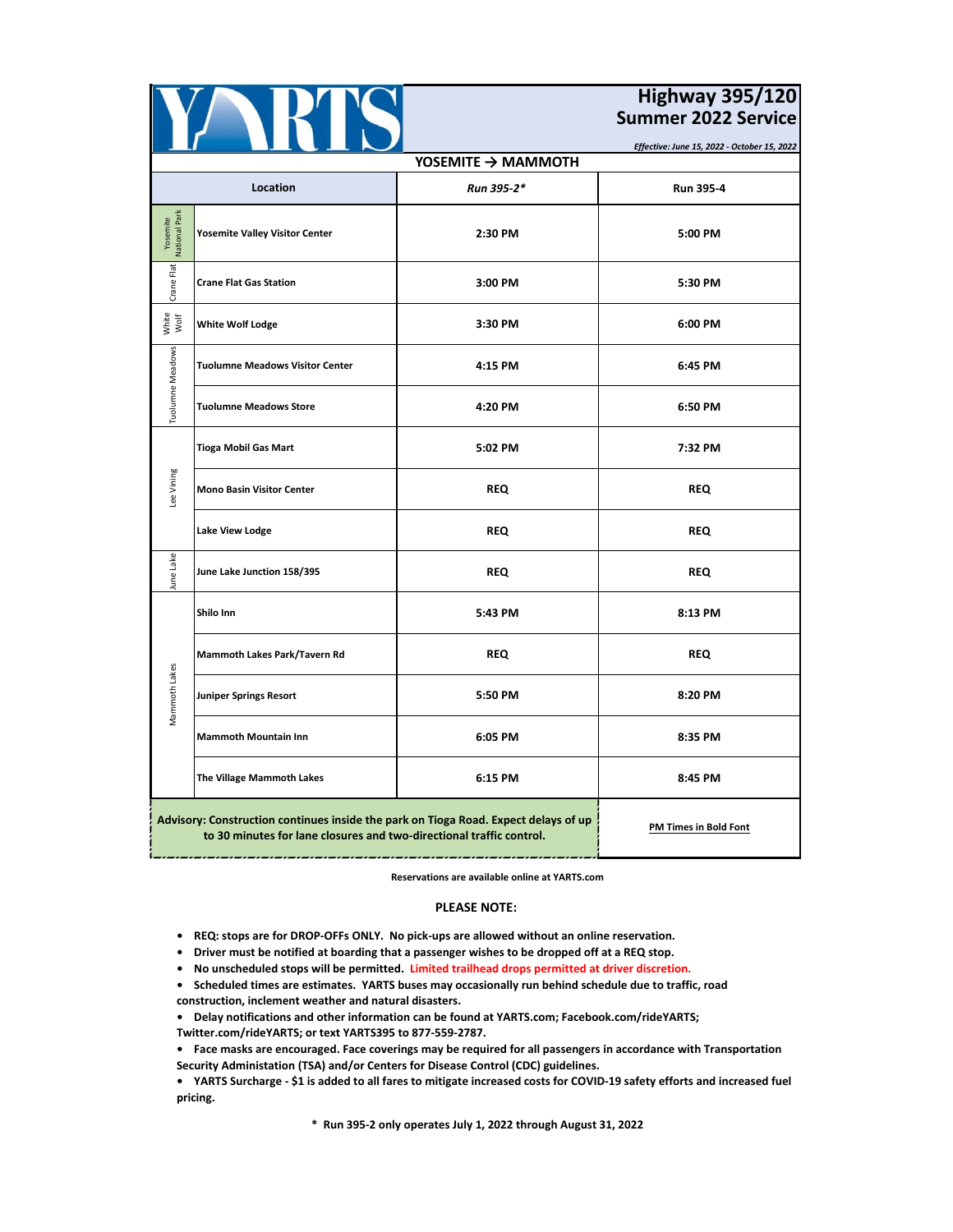# YARTS

## Highway 395/120 Summer 2022 Service

*Effective: June 15, 2022 - October 15, 2022*

### YOSEMITE → MAMMOTH

| Area | Location | *Run 395-2** | Run 395-4 |
|---|---|---|---|
| Yosemite National Park | Yosemite Valley Visitor Center | 2:30 PM | 5:00 PM |
| Crane Flat | Crane Flat Gas Station | 3:00 PM | 5:30 PM |
| White Wolf | White Wolf Lodge | 3:30 PM | 6:00 PM |
| Tuolumne Meadows | Tuolumne Meadows Visitor Center | 4:15 PM | 6:45 PM |
| | Tuolumne Meadows Store | 4:20 PM | 6:50 PM |
| Lee Vining | Tioga Mobil Gas Mart | 5:02 PM | 7:32 PM |
| | Mono Basin Visitor Center | REQ | REQ |
| | Lake View Lodge | REQ | REQ |
| June Lake | June Lake Junction 158/395 | REQ | REQ |
| Mammoth Lakes | Shilo Inn | 5:43 PM | 8:13 PM |
| | Mammoth Lakes Park/Tavern Rd | REQ | REQ |
| | Juniper Springs Resort | 5:50 PM | 8:20 PM |
| | Mammoth Mountain Inn | 6:05 PM | 8:35 PM |
| | The Village Mammoth Lakes | 6:15 PM | 8:45 PM |

**Advisory: Construction continues inside the park on Tioga Road. Expect delays of up to 30 minutes for lane closures and two-directional traffic control.**

**PM Times in Bold Font**

**Reservations are available online at YARTS.com**

**PLEASE NOTE:**

- **REQ: stops are for DROP-OFFs ONLY. No pick-ups are allowed without an online reservation.**
- **Driver must be notified at boarding that a passenger wishes to be dropped off at a REQ stop.**
- **No unscheduled stops will be permitted. Limited trailhead drops permitted at driver discretion.**
- **Scheduled times are estimates. YARTS buses may occasionally run behind schedule due to traffic, road construction, inclement weather and natural disasters.**
- **Delay notifications and other information can be found at YARTS.com; Facebook.com/rideYARTS; Twitter.com/rideYARTS; or text YARTS395 to 877-559-2787.**
- **Face masks are encouraged. Face coverings may be required for all passengers in accordance with Transportation Security Administration (TSA) and/or Centers for Disease Control (CDC) guidelines.**
- **YARTS Surcharge - $1 is added to all fares to mitigate increased costs for COVID-19 safety efforts and increased fuel pricing.**

**\* Run 395-2 only operates July 1, 2022 through August 31, 2022**